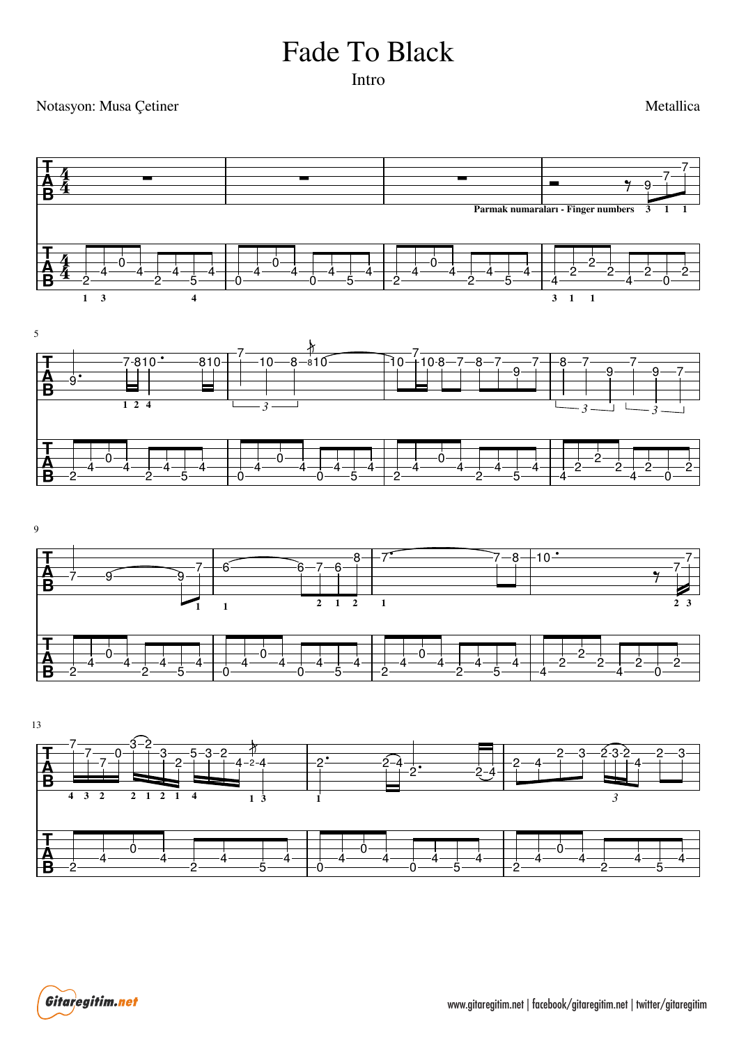# Fade To Black

Intro

Notasyon: Musa Çetiner

Metallica

Parmak numaraları - Finger numbers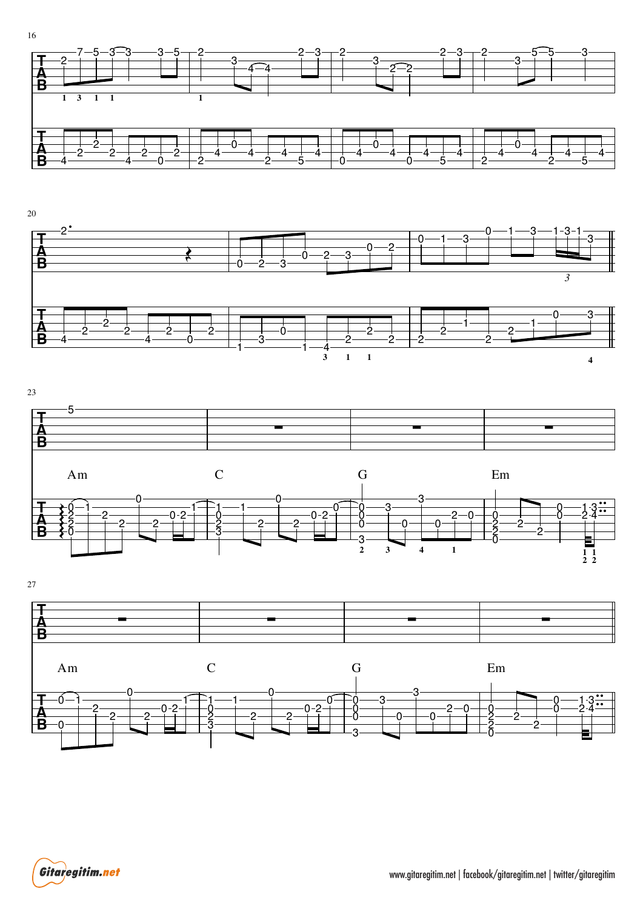Am

C

G

Em

Am

C

G

Em